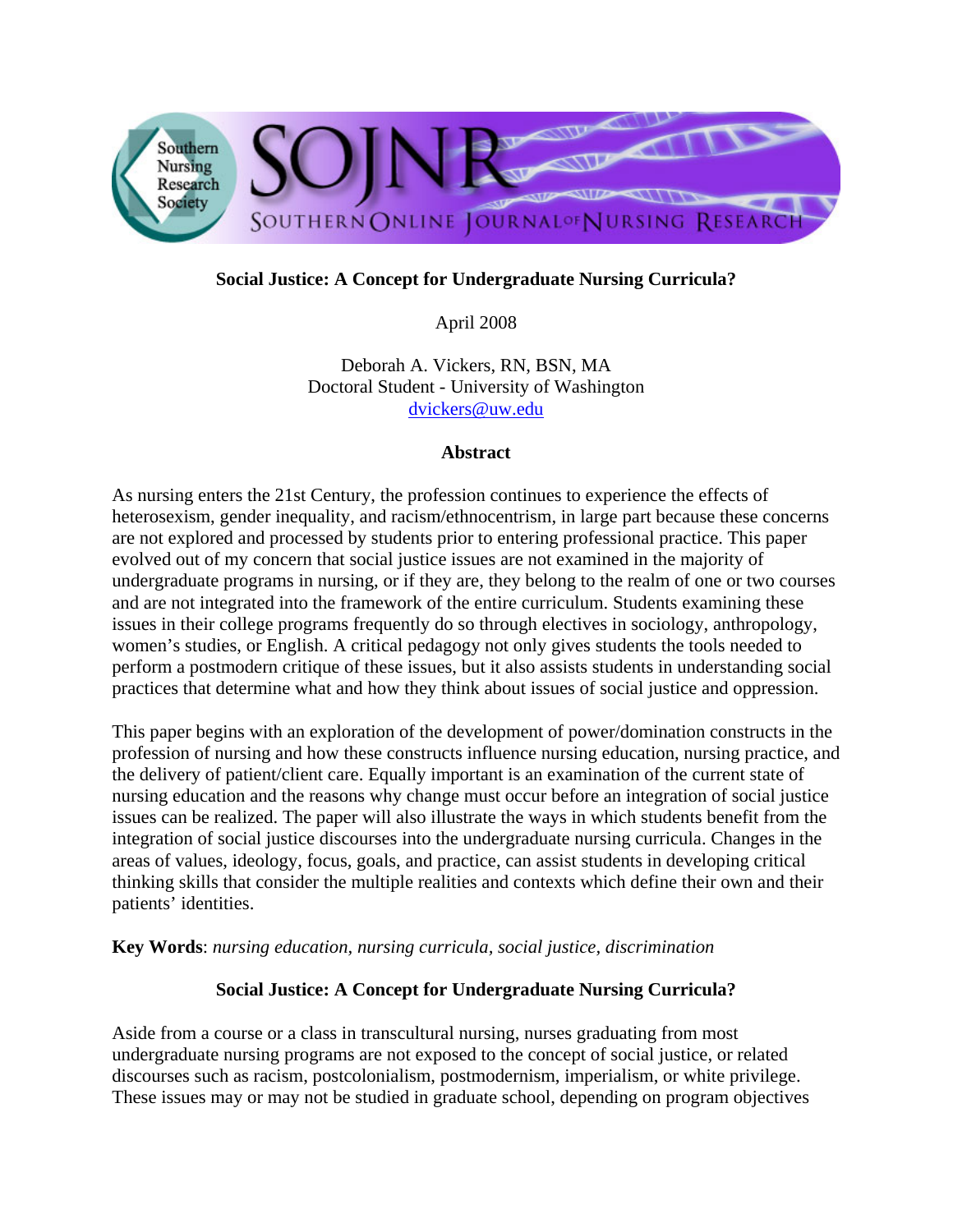# Social Justice: A Concept for Undergraduate Nursing Curricula?

April 2008

Deborah A. Vickers, RN, BSN, MA
Doctoral Student - University of Washington
dvickers@uw.edu

## Abstract

As nursing enters the 21st Century, the profession continues to experience the effects of heterosexism, gender inequality, and racism/ethnocentrism, in large part because these concerns are not explored and processed by students prior to entering professional practice. This paper evolved out of my concern that social justice issues are not examined in the majority of undergraduate programs in nursing, or if they are, they belong to the realm of one or two courses and are not integrated into the framework of the entire curriculum. Students examining these issues in their college programs frequently do so through electives in sociology, anthropology, women's studies, or English. A critical pedagogy not only gives students the tools needed to perform a postmodern critique of these issues, but it also assists students in understanding social practices that determine what and how they think about issues of social justice and oppression.

This paper begins with an exploration of the development of power/domination constructs in the profession of nursing and how these constructs influence nursing education, nursing practice, and the delivery of patient/client care. Equally important is an examination of the current state of nursing education and the reasons why change must occur before an integration of social justice issues can be realized. The paper will also illustrate the ways in which students benefit from the integration of social justice discourses into the undergraduate nursing curricula. Changes in the areas of values, ideology, focus, goals, and practice, can assist students in developing critical thinking skills that consider the multiple realities and contexts which define their own and their patients' identities.

**Key Words**: *nursing education, nursing curricula, social justice, discrimination*

## Social Justice: A Concept for Undergraduate Nursing Curricula?

Aside from a course or a class in transcultural nursing, nurses graduating from most undergraduate nursing programs are not exposed to the concept of social justice, or related discourses such as racism, postcolonialism, postmodernism, imperialism, or white privilege. These issues may or may not be studied in graduate school, depending on program objectives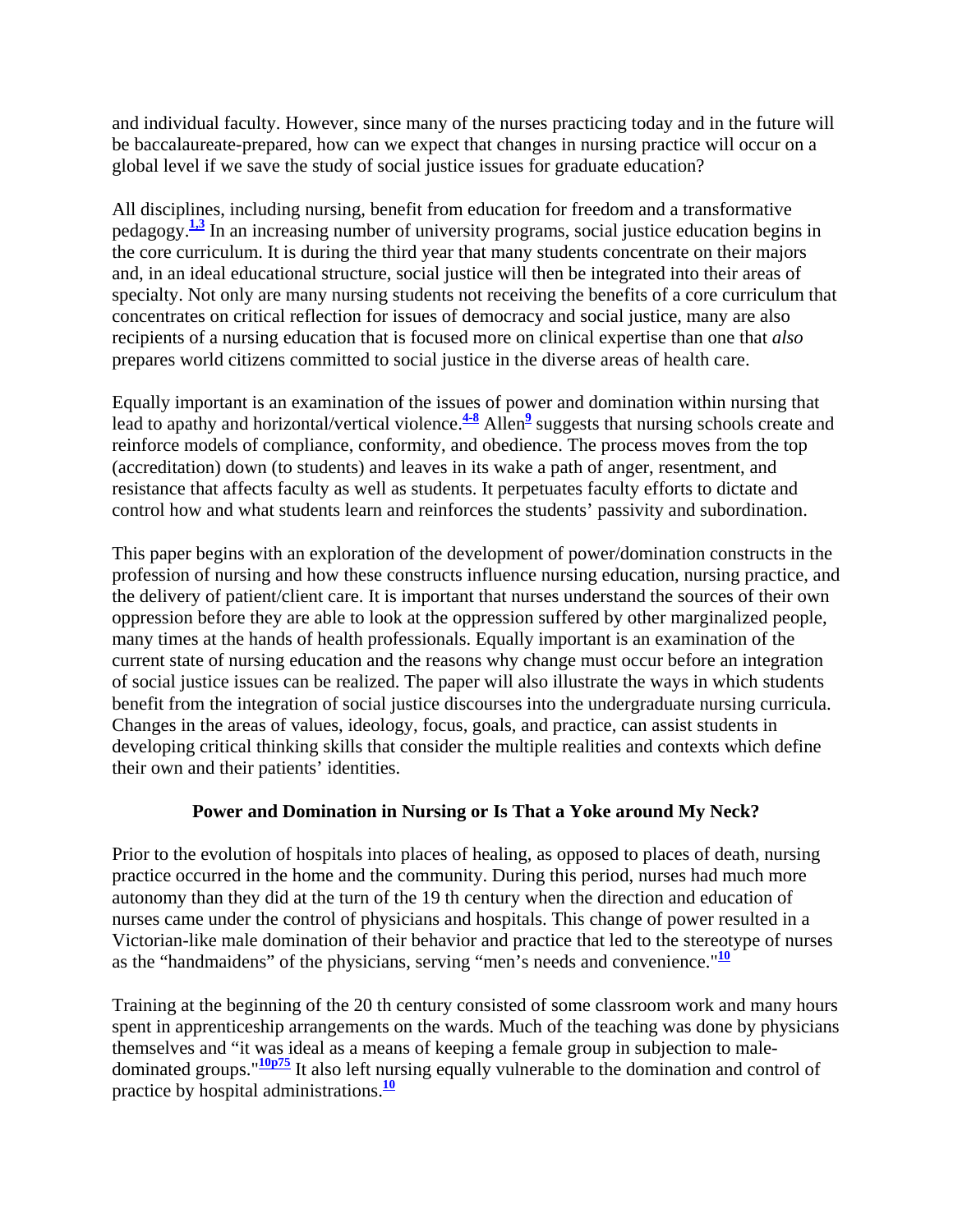and individual faculty. However, since many of the nurses practicing today and in the future will be baccalaureate-prepared, how can we expect that changes in nursing practice will occur on a global level if we save the study of social justice issues for graduate education?

All disciplines, including nursing, benefit from education for freedom and a transformative pedagogy.[1,3] In an increasing number of university programs, social justice education begins in the core curriculum. It is during the third year that many students concentrate on their majors and, in an ideal educational structure, social justice will then be integrated into their areas of specialty. Not only are many nursing students not receiving the benefits of a core curriculum that concentrates on critical reflection for issues of democracy and social justice, many are also recipients of a nursing education that is focused more on clinical expertise than one that *also* prepares world citizens committed to social justice in the diverse areas of health care.

Equally important is an examination of the issues of power and domination within nursing that lead to apathy and horizontal/vertical violence.[4-8] Allen[9] suggests that nursing schools create and reinforce models of compliance, conformity, and obedience. The process moves from the top (accreditation) down (to students) and leaves in its wake a path of anger, resentment, and resistance that affects faculty as well as students. It perpetuates faculty efforts to dictate and control how and what students learn and reinforces the students' passivity and subordination.

This paper begins with an exploration of the development of power/domination constructs in the profession of nursing and how these constructs influence nursing education, nursing practice, and the delivery of patient/client care. It is important that nurses understand the sources of their own oppression before they are able to look at the oppression suffered by other marginalized people, many times at the hands of health professionals. Equally important is an examination of the current state of nursing education and the reasons why change must occur before an integration of social justice issues can be realized. The paper will also illustrate the ways in which students benefit from the integration of social justice discourses into the undergraduate nursing curricula. Changes in the areas of values, ideology, focus, goals, and practice, can assist students in developing critical thinking skills that consider the multiple realities and contexts which define their own and their patients' identities.

## Power and Domination in Nursing or Is That a Yoke around My Neck?

Prior to the evolution of hospitals into places of healing, as opposed to places of death, nursing practice occurred in the home and the community. During this period, nurses had much more autonomy than they did at the turn of the 19 th century when the direction and education of nurses came under the control of physicians and hospitals. This change of power resulted in a Victorian-like male domination of their behavior and practice that led to the stereotype of nurses as the "handmaidens" of the physicians, serving "men's needs and convenience."[10]

Training at the beginning of the 20 th century consisted of some classroom work and many hours spent in apprenticeship arrangements on the wards. Much of the teaching was done by physicians themselves and "it was ideal as a means of keeping a female group in subjection to male-dominated groups."[10p75] It also left nursing equally vulnerable to the domination and control of practice by hospital administrations.[10]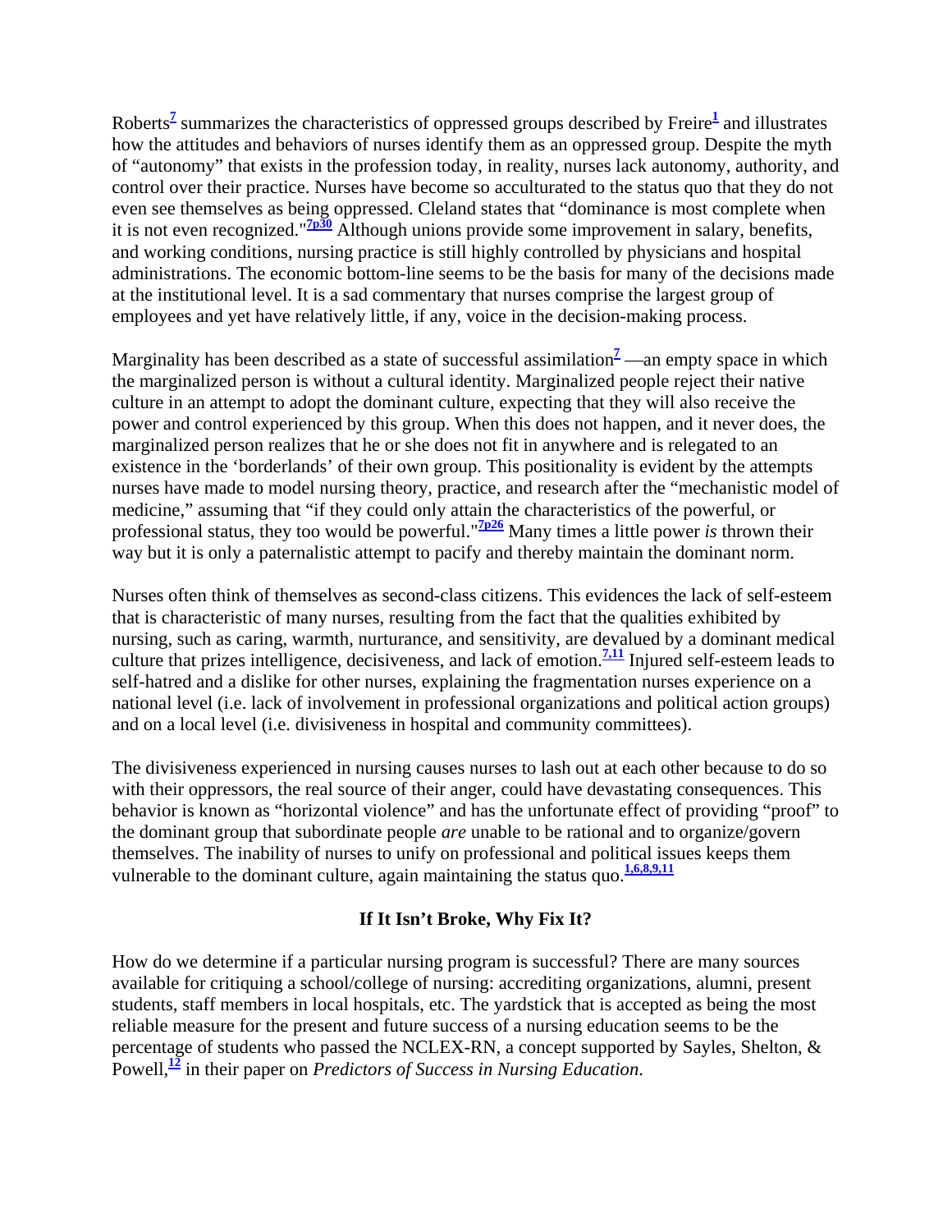Roberts[7] summarizes the characteristics of oppressed groups described by Freire[1] and illustrates how the attitudes and behaviors of nurses identify them as an oppressed group. Despite the myth of "autonomy" that exists in the profession today, in reality, nurses lack autonomy, authority, and control over their practice. Nurses have become so acculturated to the status quo that they do not even see themselves as being oppressed. Cleland states that "dominance is most complete when it is not even recognized."[7p30] Although unions provide some improvement in salary, benefits, and working conditions, nursing practice is still highly controlled by physicians and hospital administrations. The economic bottom-line seems to be the basis for many of the decisions made at the institutional level. It is a sad commentary that nurses comprise the largest group of employees and yet have relatively little, if any, voice in the decision-making process.

Marginality has been described as a state of successful assimilation[7] —an empty space in which the marginalized person is without a cultural identity. Marginalized people reject their native culture in an attempt to adopt the dominant culture, expecting that they will also receive the power and control experienced by this group. When this does not happen, and it never does, the marginalized person realizes that he or she does not fit in anywhere and is relegated to an existence in the 'borderlands' of their own group. This positionality is evident by the attempts nurses have made to model nursing theory, practice, and research after the "mechanistic model of medicine," assuming that "if they could only attain the characteristics of the powerful, or professional status, they too would be powerful."[7p26] Many times a little power *is* thrown their way but it is only a paternalistic attempt to pacify and thereby maintain the dominant norm.

Nurses often think of themselves as second-class citizens. This evidences the lack of self-esteem that is characteristic of many nurses, resulting from the fact that the qualities exhibited by nursing, such as caring, warmth, nurturance, and sensitivity, are devalued by a dominant medical culture that prizes intelligence, decisiveness, and lack of emotion.[7,11] Injured self-esteem leads to self-hatred and a dislike for other nurses, explaining the fragmentation nurses experience on a national level (i.e. lack of involvement in professional organizations and political action groups) and on a local level (i.e. divisiveness in hospital and community committees).

The divisiveness experienced in nursing causes nurses to lash out at each other because to do so with their oppressors, the real source of their anger, could have devastating consequences. This behavior is known as "horizontal violence" and has the unfortunate effect of providing "proof" to the dominant group that subordinate people *are* unable to be rational and to organize/govern themselves. The inability of nurses to unify on professional and political issues keeps them vulnerable to the dominant culture, again maintaining the status quo.[1,6,8,9,11]

## If It Isn't Broke, Why Fix It?

How do we determine if a particular nursing program is successful? There are many sources available for critiquing a school/college of nursing: accrediting organizations, alumni, present students, staff members in local hospitals, etc. The yardstick that is accepted as being the most reliable measure for the present and future success of a nursing education seems to be the percentage of students who passed the NCLEX-RN, a concept supported by Sayles, Shelton, & Powell,[12] in their paper on *Predictors of Success in Nursing Education*.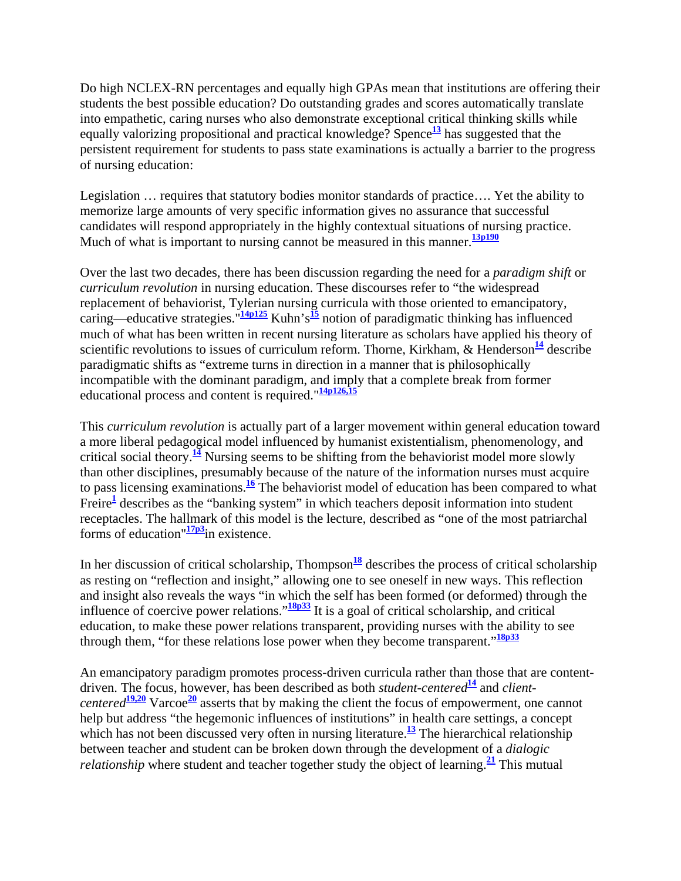Do high NCLEX-RN percentages and equally high GPAs mean that institutions are offering their students the best possible education? Do outstanding grades and scores automatically translate into empathetic, caring nurses who also demonstrate exceptional critical thinking skills while equally valorizing propositional and practical knowledge? Spence[13] has suggested that the persistent requirement for students to pass state examinations is actually a barrier to the progress of nursing education:

> Legislation … requires that statutory bodies monitor standards of practice…. Yet the ability to memorize large amounts of very specific information gives no assurance that successful candidates will respond appropriately in the highly contextual situations of nursing practice. Much of what is important to nursing cannot be measured in this manner.[13p190]

Over the last two decades, there has been discussion regarding the need for a *paradigm shift* or *curriculum revolution* in nursing education. These discourses refer to "the widespread replacement of behaviorist, Tylerian nursing curricula with those oriented to emancipatory, caring—educative strategies."[14p125] Kuhn's[15] notion of paradigmatic thinking has influenced much of what has been written in recent nursing literature as scholars have applied his theory of scientific revolutions to issues of curriculum reform. Thorne, Kirkham, & Henderson[14] describe paradigmatic shifts as "extreme turns in direction in a manner that is philosophically incompatible with the dominant paradigm, and imply that a complete break from former educational process and content is required."[14p126,15]

This *curriculum revolution* is actually part of a larger movement within general education toward a more liberal pedagogical model influenced by humanist existentialism, phenomenology, and critical social theory.[14] Nursing seems to be shifting from the behaviorist model more slowly than other disciplines, presumably because of the nature of the information nurses must acquire to pass licensing examinations.[16] The behaviorist model of education has been compared to what Freire[1] describes as the "banking system" in which teachers deposit information into student receptacles. The hallmark of this model is the lecture, described as "one of the most patriarchal forms of education"[17p3]in existence.

In her discussion of critical scholarship, Thompson[18] describes the process of critical scholarship as resting on "reflection and insight," allowing one to see oneself in new ways. This reflection and insight also reveals the ways "in which the self has been formed (or deformed) through the influence of coercive power relations."[18p33] It is a goal of critical scholarship, and critical education, to make these power relations transparent, providing nurses with the ability to see through them, "for these relations lose power when they become transparent."[18p33]

An emancipatory paradigm promotes process-driven curricula rather than those that are content-driven. The focus, however, has been described as both *student-centered*[14] and *client-centered*[19,20] Varcoe[20] asserts that by making the client the focus of empowerment, one cannot help but address "the hegemonic influences of institutions" in health care settings, a concept which has not been discussed very often in nursing literature.[13] The hierarchical relationship between teacher and student can be broken down through the development of a *dialogic relationship* where student and teacher together study the object of learning.[21] This mutual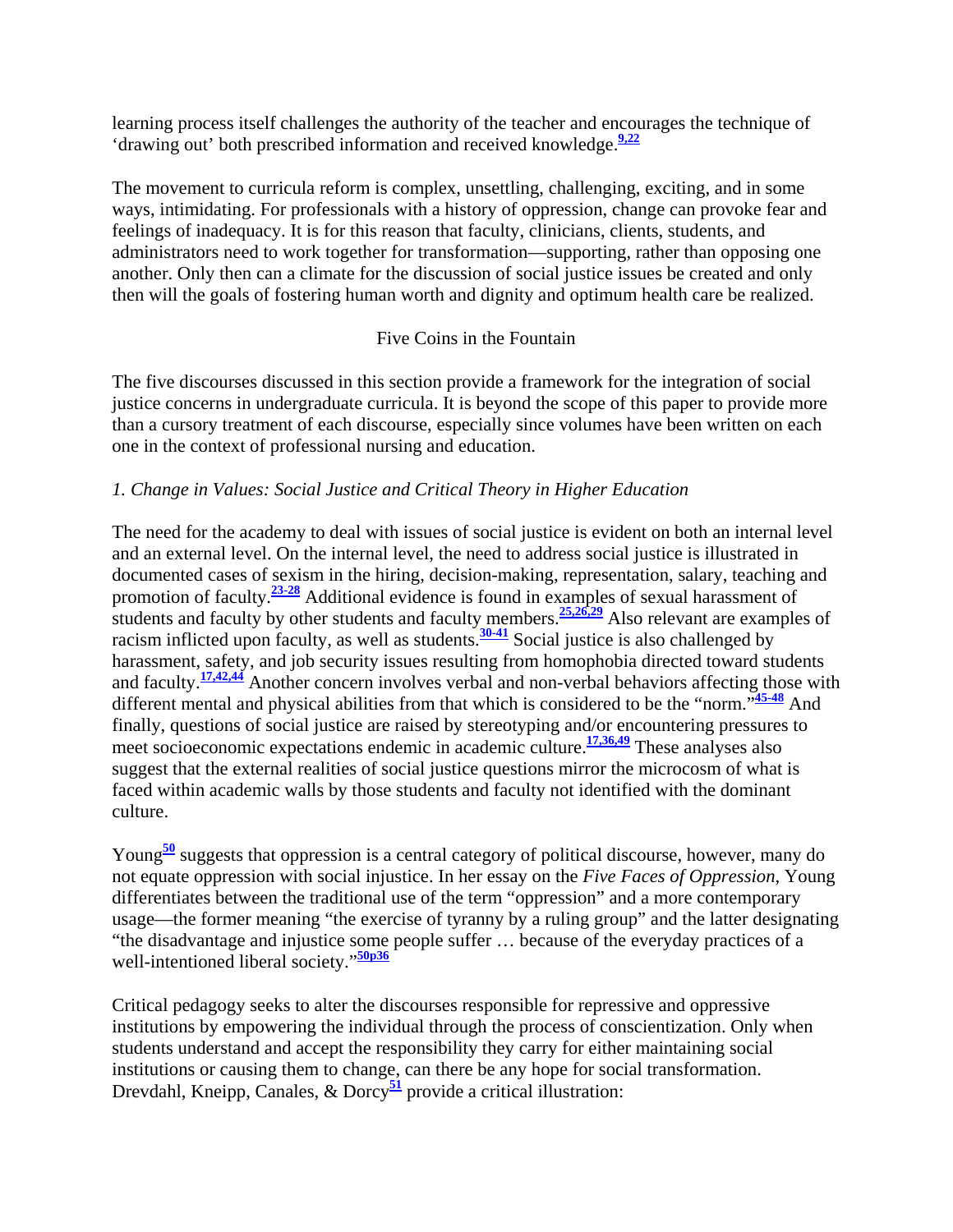learning process itself challenges the authority of the teacher and encourages the technique of 'drawing out' both prescribed information and received knowledge.[9,22]

The movement to curricula reform is complex, unsettling, challenging, exciting, and in some ways, intimidating. For professionals with a history of oppression, change can provoke fear and feelings of inadequacy. It is for this reason that faculty, clinicians, clients, students, and administrators need to work together for transformation—supporting, rather than opposing one another. Only then can a climate for the discussion of social justice issues be created and only then will the goals of fostering human worth and dignity and optimum health care be realized.

## Five Coins in the Fountain

The five discourses discussed in this section provide a framework for the integration of social justice concerns in undergraduate curricula. It is beyond the scope of this paper to provide more than a cursory treatment of each discourse, especially since volumes have been written on each one in the context of professional nursing and education.

### *1. Change in Values: Social Justice and Critical Theory in Higher Education*

The need for the academy to deal with issues of social justice is evident on both an internal level and an external level. On the internal level, the need to address social justice is illustrated in documented cases of sexism in the hiring, decision-making, representation, salary, teaching and promotion of faculty.[23-28] Additional evidence is found in examples of sexual harassment of students and faculty by other students and faculty members.[25,26,29] Also relevant are examples of racism inflicted upon faculty, as well as students.[30-41] Social justice is also challenged by harassment, safety, and job security issues resulting from homophobia directed toward students and faculty.[17,42,44] Another concern involves verbal and non-verbal behaviors affecting those with different mental and physical abilities from that which is considered to be the "norm."[45-48] And finally, questions of social justice are raised by stereotyping and/or encountering pressures to meet socioeconomic expectations endemic in academic culture.[17,36,49] These analyses also suggest that the external realities of social justice questions mirror the microcosm of what is faced within academic walls by those students and faculty not identified with the dominant culture.

Young[50] suggests that oppression is a central category of political discourse, however, many do not equate oppression with social injustice. In her essay on the *Five Faces of Oppression*, Young differentiates between the traditional use of the term "oppression" and a more contemporary usage—the former meaning "the exercise of tyranny by a ruling group" and the latter designating "the disadvantage and injustice some people suffer … because of the everyday practices of a well-intentioned liberal society."[50p36]

Critical pedagogy seeks to alter the discourses responsible for repressive and oppressive institutions by empowering the individual through the process of conscientization. Only when students understand and accept the responsibility they carry for either maintaining social institutions or causing them to change, can there be any hope for social transformation. Drevdahl, Kneipp, Canales, & Dorcy[51] provide a critical illustration: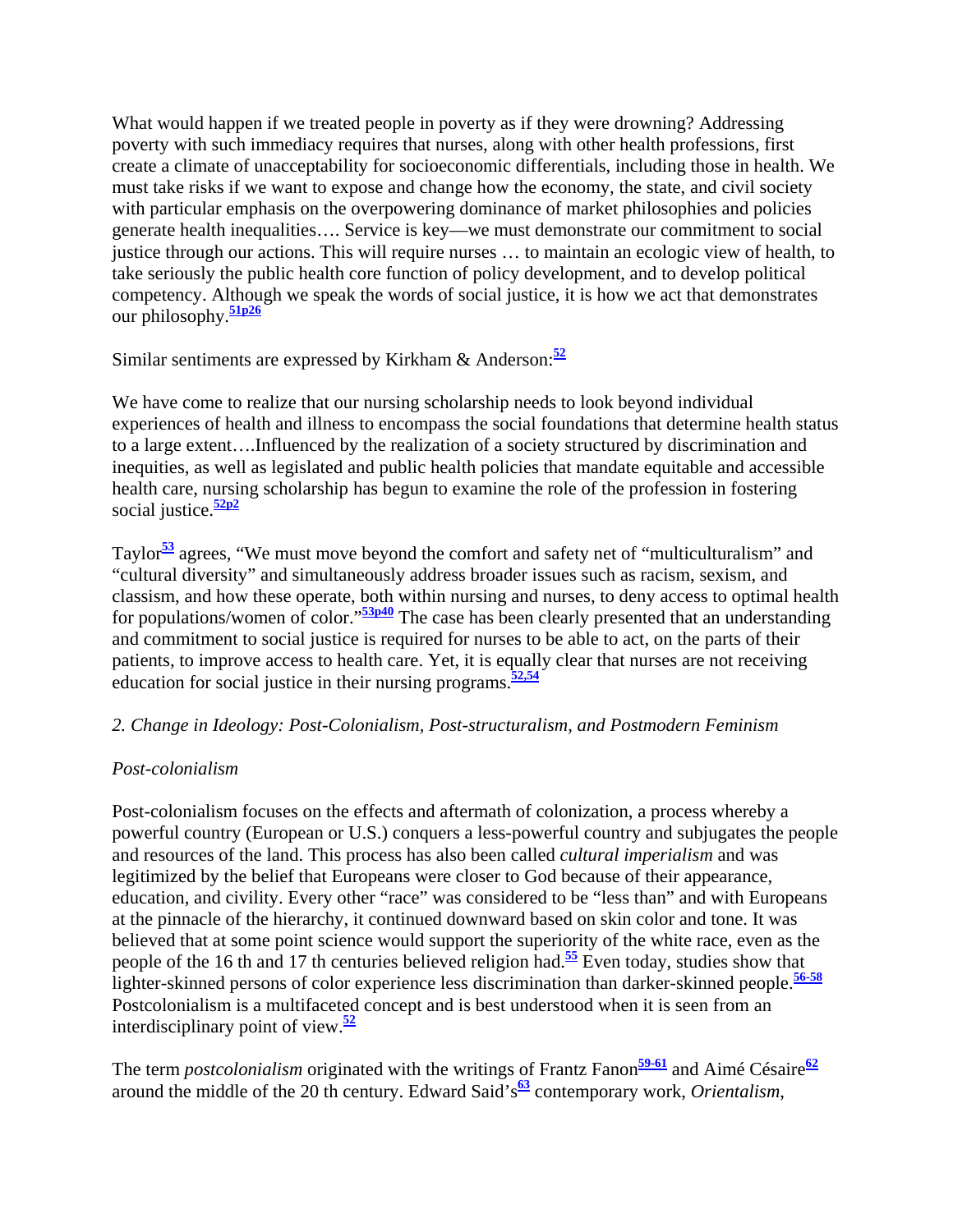What would happen if we treated people in poverty as if they were drowning? Addressing poverty with such immediacy requires that nurses, along with other health professions, first create a climate of unacceptability for socioeconomic differentials, including those in health. We must take risks if we want to expose and change how the economy, the state, and civil society with particular emphasis on the overpowering dominance of market philosophies and policies generate health inequalities…. Service is key—we must demonstrate our commitment to social justice through our actions. This will require nurses … to maintain an ecologic view of health, to take seriously the public health core function of policy development, and to develop political competency. Although we speak the words of social justice, it is how we act that demonstrates our philosophy.[51p26]

Similar sentiments are expressed by Kirkham & Anderson:[52]

We have come to realize that our nursing scholarship needs to look beyond individual experiences of health and illness to encompass the social foundations that determine health status to a large extent….Influenced by the realization of a society structured by discrimination and inequities, as well as legislated and public health policies that mandate equitable and accessible health care, nursing scholarship has begun to examine the role of the profession in fostering social justice.[52p2]

Taylor[53] agrees, "We must move beyond the comfort and safety net of "multiculturalism" and "cultural diversity" and simultaneously address broader issues such as racism, sexism, and classism, and how these operate, both within nursing and nurses, to deny access to optimal health for populations/women of color."[53p40] The case has been clearly presented that an understanding and commitment to social justice is required for nurses to be able to act, on the parts of their patients, to improve access to health care. Yet, it is equally clear that nurses are not receiving education for social justice in their nursing programs.[52,54]

*2. Change in Ideology: Post-Colonialism, Post-structuralism, and Postmodern Feminism*

*Post-colonialism*

Post-colonialism focuses on the effects and aftermath of colonization, a process whereby a powerful country (European or U.S.) conquers a less-powerful country and subjugates the people and resources of the land. This process has also been called *cultural imperialism* and was legitimized by the belief that Europeans were closer to God because of their appearance, education, and civility. Every other "race" was considered to be "less than" and with Europeans at the pinnacle of the hierarchy, it continued downward based on skin color and tone. It was believed that at some point science would support the superiority of the white race, even as the people of the 16 th and 17 th centuries believed religion had.[55] Even today, studies show that lighter-skinned persons of color experience less discrimination than darker-skinned people.[56-58] Postcolonialism is a multifaceted concept and is best understood when it is seen from an interdisciplinary point of view.[52]

The term *postcolonialism* originated with the writings of Frantz Fanon[59-61] and Aimé Césaire[62] around the middle of the 20 th century. Edward Said's[63] contemporary work, *Orientalism*,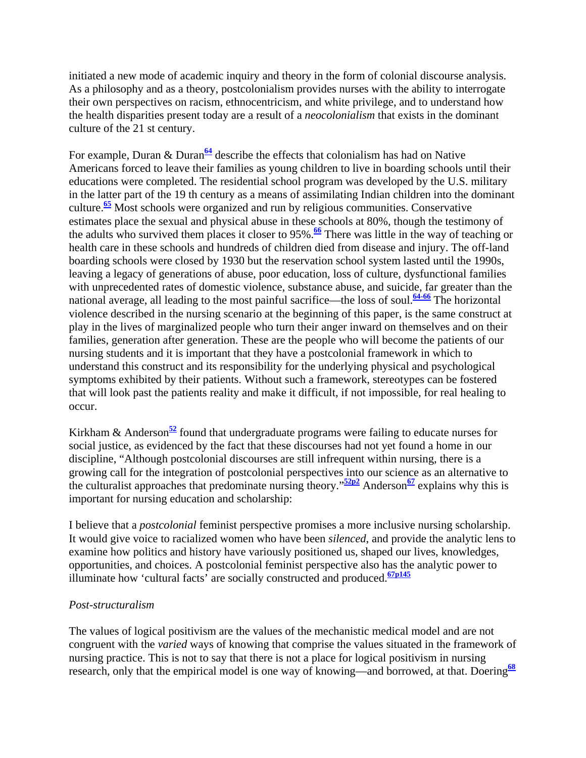initiated a new mode of academic inquiry and theory in the form of colonial discourse analysis. As a philosophy and as a theory, postcolonialism provides nurses with the ability to interrogate their own perspectives on racism, ethnocentricism, and white privilege, and to understand how the health disparities present today are a result of a *neocolonialism* that exists in the dominant culture of the 21 st century.

For example, Duran & Duran[64] describe the effects that colonialism has had on Native Americans forced to leave their families as young children to live in boarding schools until their educations were completed. The residential school program was developed by the U.S. military in the latter part of the 19 th century as a means of assimilating Indian children into the dominant culture.[65] Most schools were organized and run by religious communities. Conservative estimates place the sexual and physical abuse in these schools at 80%, though the testimony of the adults who survived them places it closer to 95%.[66] There was little in the way of teaching or health care in these schools and hundreds of children died from disease and injury. The off-land boarding schools were closed by 1930 but the reservation school system lasted until the 1990s, leaving a legacy of generations of abuse, poor education, loss of culture, dysfunctional families with unprecedented rates of domestic violence, substance abuse, and suicide, far greater than the national average, all leading to the most painful sacrifice—the loss of soul.[64-66] The horizontal violence described in the nursing scenario at the beginning of this paper, is the same construct at play in the lives of marginalized people who turn their anger inward on themselves and on their families, generation after generation. These are the people who will become the patients of our nursing students and it is important that they have a postcolonial framework in which to understand this construct and its responsibility for the underlying physical and psychological symptoms exhibited by their patients. Without such a framework, stereotypes can be fostered that will look past the patients reality and make it difficult, if not impossible, for real healing to occur.

Kirkham & Anderson[52] found that undergraduate programs were failing to educate nurses for social justice, as evidenced by the fact that these discourses had not yet found a home in our discipline, "Although postcolonial discourses are still infrequent within nursing, there is a growing call for the integration of postcolonial perspectives into our science as an alternative to the culturalist approaches that predominate nursing theory."[52p2] Anderson[67] explains why this is important for nursing education and scholarship:

I believe that a *postcolonial* feminist perspective promises a more inclusive nursing scholarship. It would give voice to racialized women who have been *silenced*, and provide the analytic lens to examine how politics and history have variously positioned us, shaped our lives, knowledges, opportunities, and choices. A postcolonial feminist perspective also has the analytic power to illuminate how 'cultural facts' are socially constructed and produced.[67p145]

*Post-structuralism*

The values of logical positivism are the values of the mechanistic medical model and are not congruent with the *varied* ways of knowing that comprise the values situated in the framework of nursing practice. This is not to say that there is not a place for logical positivism in nursing research, only that the empirical model is one way of knowing—and borrowed, at that. Doering[68]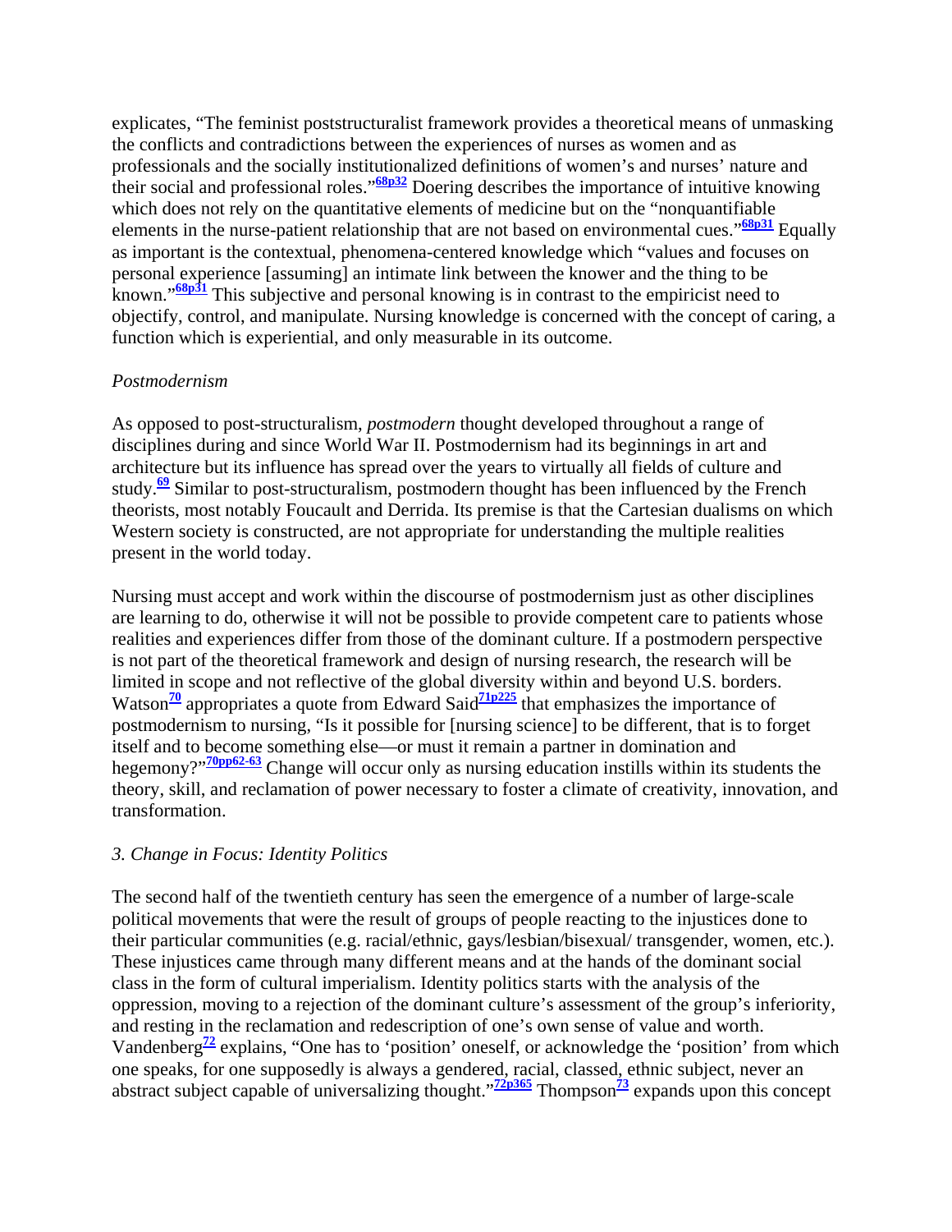explicates, "The feminist poststructuralist framework provides a theoretical means of unmasking the conflicts and contradictions between the experiences of nurses as women and as professionals and the socially institutionalized definitions of women's and nurses' nature and their social and professional roles."[68p32] Doering describes the importance of intuitive knowing which does not rely on the quantitative elements of medicine but on the "nonquantifiable elements in the nurse-patient relationship that are not based on environmental cues."[68p31] Equally as important is the contextual, phenomena-centered knowledge which "values and focuses on personal experience [assuming] an intimate link between the knower and the thing to be known."[68p31] This subjective and personal knowing is in contrast to the empiricist need to objectify, control, and manipulate. Nursing knowledge is concerned with the concept of caring, a function which is experiential, and only measurable in its outcome.

*Postmodernism*

As opposed to post-structuralism, *postmodern* thought developed throughout a range of disciplines during and since World War II. Postmodernism had its beginnings in art and architecture but its influence has spread over the years to virtually all fields of culture and study.[69] Similar to post-structuralism, postmodern thought has been influenced by the French theorists, most notably Foucault and Derrida. Its premise is that the Cartesian dualisms on which Western society is constructed, are not appropriate for understanding the multiple realities present in the world today.

Nursing must accept and work within the discourse of postmodernism just as other disciplines are learning to do, otherwise it will not be possible to provide competent care to patients whose realities and experiences differ from those of the dominant culture. If a postmodern perspective is not part of the theoretical framework and design of nursing research, the research will be limited in scope and not reflective of the global diversity within and beyond U.S. borders. Watson[70] appropriates a quote from Edward Said[71p225] that emphasizes the importance of postmodernism to nursing, "Is it possible for [nursing science] to be different, that is to forget itself and to become something else—or must it remain a partner in domination and hegemony?"[70pp62-63] Change will occur only as nursing education instills within its students the theory, skill, and reclamation of power necessary to foster a climate of creativity, innovation, and transformation.

*3. Change in Focus: Identity Politics*

The second half of the twentieth century has seen the emergence of a number of large-scale political movements that were the result of groups of people reacting to the injustices done to their particular communities (e.g. racial/ethnic, gays/lesbian/bisexual/ transgender, women, etc.). These injustices came through many different means and at the hands of the dominant social class in the form of cultural imperialism. Identity politics starts with the analysis of the oppression, moving to a rejection of the dominant culture's assessment of the group's inferiority, and resting in the reclamation and redescription of one's own sense of value and worth. Vandenberg[72] explains, "One has to 'position' oneself, or acknowledge the 'position' from which one speaks, for one supposedly is always a gendered, racial, classed, ethnic subject, never an abstract subject capable of universalizing thought."[72p365] Thompson[73] expands upon this concept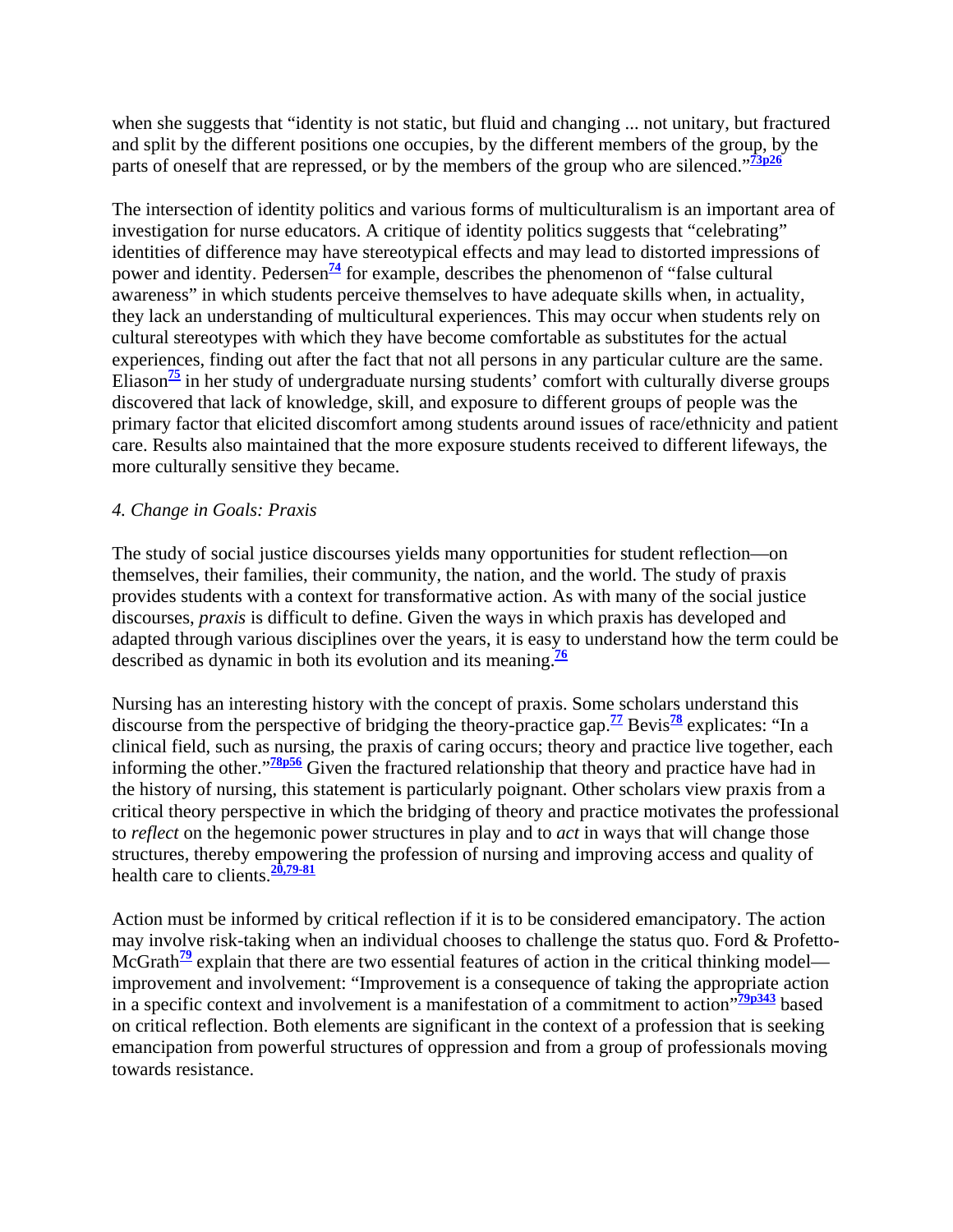when she suggests that "identity is not static, but fluid and changing ... not unitary, but fractured and split by the different positions one occupies, by the different members of the group, by the parts of oneself that are repressed, or by the members of the group who are silenced."[73p26]

The intersection of identity politics and various forms of multiculturalism is an important area of investigation for nurse educators. A critique of identity politics suggests that "celebrating" identities of difference may have stereotypical effects and may lead to distorted impressions of power and identity. Pedersen[74] for example, describes the phenomenon of "false cultural awareness" in which students perceive themselves to have adequate skills when, in actuality, they lack an understanding of multicultural experiences. This may occur when students rely on cultural stereotypes with which they have become comfortable as substitutes for the actual experiences, finding out after the fact that not all persons in any particular culture are the same. Eliason[75] in her study of undergraduate nursing students' comfort with culturally diverse groups discovered that lack of knowledge, skill, and exposure to different groups of people was the primary factor that elicited discomfort among students around issues of race/ethnicity and patient care. Results also maintained that the more exposure students received to different lifeways, the more culturally sensitive they became.

*4. Change in Goals: Praxis*

The study of social justice discourses yields many opportunities for student reflection—on themselves, their families, their community, the nation, and the world. The study of praxis provides students with a context for transformative action. As with many of the social justice discourses, *praxis* is difficult to define. Given the ways in which praxis has developed and adapted through various disciplines over the years, it is easy to understand how the term could be described as dynamic in both its evolution and its meaning.[76]

Nursing has an interesting history with the concept of praxis. Some scholars understand this discourse from the perspective of bridging the theory-practice gap.[77] Bevis[78] explicates: "In a clinical field, such as nursing, the praxis of caring occurs; theory and practice live together, each informing the other."[78p56] Given the fractured relationship that theory and practice have had in the history of nursing, this statement is particularly poignant. Other scholars view praxis from a critical theory perspective in which the bridging of theory and practice motivates the professional to *reflect* on the hegemonic power structures in play and to *act* in ways that will change those structures, thereby empowering the profession of nursing and improving access and quality of health care to clients.[20,79-81]

Action must be informed by critical reflection if it is to be considered emancipatory. The action may involve risk-taking when an individual chooses to challenge the status quo. Ford & Profetto-McGrath[79] explain that there are two essential features of action in the critical thinking model—improvement and involvement: "Improvement is a consequence of taking the appropriate action in a specific context and involvement is a manifestation of a commitment to action"[79p343] based on critical reflection. Both elements are significant in the context of a profession that is seeking emancipation from powerful structures of oppression and from a group of professionals moving towards resistance.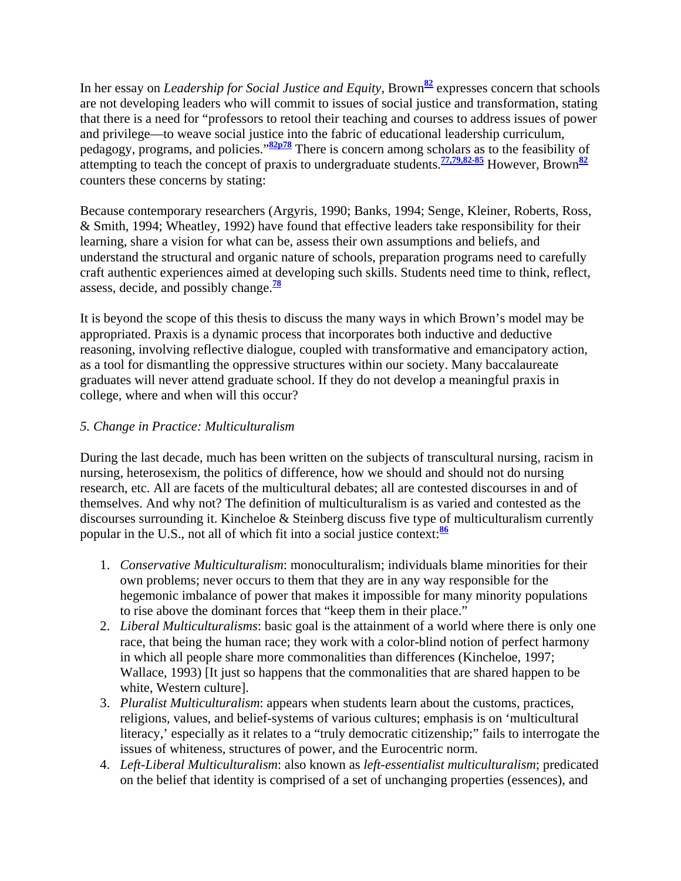In her essay on *Leadership for Social Justice and Equity*, Brown[82] expresses concern that schools are not developing leaders who will commit to issues of social justice and transformation, stating that there is a need for "professors to retool their teaching and courses to address issues of power and privilege—to weave social justice into the fabric of educational leadership curriculum, pedagogy, programs, and policies."[82p78] There is concern among scholars as to the feasibility of attempting to teach the concept of praxis to undergraduate students.[77,79,82-85] However, Brown[82] counters these concerns by stating:

Because contemporary researchers (Argyris, 1990; Banks, 1994; Senge, Kleiner, Roberts, Ross, & Smith, 1994; Wheatley, 1992) have found that effective leaders take responsibility for their learning, share a vision for what can be, assess their own assumptions and beliefs, and understand the structural and organic nature of schools, preparation programs need to carefully craft authentic experiences aimed at developing such skills. Students need time to think, reflect, assess, decide, and possibly change.[78]

It is beyond the scope of this thesis to discuss the many ways in which Brown's model may be appropriated. Praxis is a dynamic process that incorporates both inductive and deductive reasoning, involving reflective dialogue, coupled with transformative and emancipatory action, as a tool for dismantling the oppressive structures within our society. Many baccalaureate graduates will never attend graduate school. If they do not develop a meaningful praxis in college, where and when will this occur?

*5. Change in Practice: Multiculturalism*

During the last decade, much has been written on the subjects of transcultural nursing, racism in nursing, heterosexism, the politics of difference, how we should and should not do nursing research, etc. All are facets of the multicultural debates; all are contested discourses in and of themselves. And why not? The definition of multiculturalism is as varied and contested as the discourses surrounding it. Kincheloe & Steinberg discuss five type of multiculturalism currently popular in the U.S., not all of which fit into a social justice context:[86]

1. *Conservative Multiculturalism*: monoculturalism; individuals blame minorities for their own problems; never occurs to them that they are in any way responsible for the hegemonic imbalance of power that makes it impossible for many minority populations to rise above the dominant forces that "keep them in their place."
2. *Liberal Multiculturalisms*: basic goal is the attainment of a world where there is only one race, that being the human race; they work with a color-blind notion of perfect harmony in which all people share more commonalities than differences (Kincheloe, 1997; Wallace, 1993) [It just so happens that the commonalities that are shared happen to be white, Western culture].
3. *Pluralist Multiculturalism*: appears when students learn about the customs, practices, religions, values, and belief-systems of various cultures; emphasis is on 'multicultural literacy,' especially as it relates to a "truly democratic citizenship;" fails to interrogate the issues of whiteness, structures of power, and the Eurocentric norm.
4. *Left-Liberal Multiculturalism*: also known as *left-essentialist multiculturalism*; predicated on the belief that identity is comprised of a set of unchanging properties (essences), and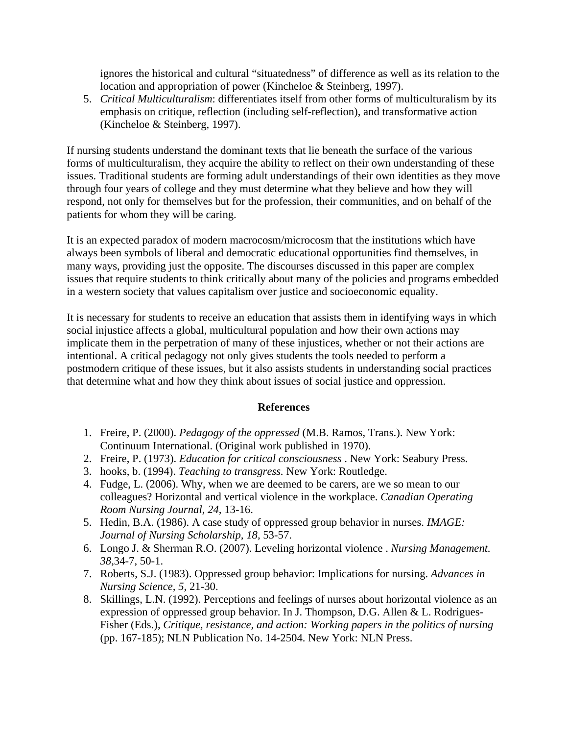ignores the historical and cultural "situatedness" of difference as well as its relation to the location and appropriation of power (Kincheloe & Steinberg, 1997).

5. *Critical Multiculturalism*: differentiates itself from other forms of multiculturalism by its emphasis on critique, reflection (including self-reflection), and transformative action (Kincheloe & Steinberg, 1997).

If nursing students understand the dominant texts that lie beneath the surface of the various forms of multiculturalism, they acquire the ability to reflect on their own understanding of these issues. Traditional students are forming adult understandings of their own identities as they move through four years of college and they must determine what they believe and how they will respond, not only for themselves but for the profession, their communities, and on behalf of the patients for whom they will be caring.

It is an expected paradox of modern macrocosm/microcosm that the institutions which have always been symbols of liberal and democratic educational opportunities find themselves, in many ways, providing just the opposite. The discourses discussed in this paper are complex issues that require students to think critically about many of the policies and programs embedded in a western society that values capitalism over justice and socioeconomic equality.

It is necessary for students to receive an education that assists them in identifying ways in which social injustice affects a global, multicultural population and how their own actions may implicate them in the perpetration of many of these injustices, whether or not their actions are intentional. A critical pedagogy not only gives students the tools needed to perform a postmodern critique of these issues, but it also assists students in understanding social practices that determine what and how they think about issues of social justice and oppression.

## References

1. Freire, P. (2000). *Pedagogy of the oppressed* (M.B. Ramos, Trans.). New York: Continuum International. (Original work published in 1970).
2. Freire, P. (1973). *Education for critical consciousness* . New York: Seabury Press.
3. hooks, b. (1994). *Teaching to transgress.* New York: Routledge.
4. Fudge, L. (2006). Why, when we are deemed to be carers, are we so mean to our colleagues? Horizontal and vertical violence in the workplace. *Canadian Operating Room Nursing Journal, 24,* 13-16.
5. Hedin, B.A. (1986). A case study of oppressed group behavior in nurses. *IMAGE: Journal of Nursing Scholarship, 18,* 53-57.
6. Longo J. & Sherman R.O. (2007). Leveling horizontal violence . *Nursing Management. 38,*34-7, 50-1.
7. Roberts, S.J. (1983). Oppressed group behavior: Implications for nursing. *Advances in Nursing Science*, *5,* 21-30.
8. Skillings, L.N. (1992). Perceptions and feelings of nurses about horizontal violence as an expression of oppressed group behavior. In J. Thompson, D.G. Allen & L. Rodrigues-Fisher (Eds.), *Critique, resistance, and action: Working papers in the politics of nursing* (pp. 167-185); NLN Publication No. 14-2504. New York: NLN Press.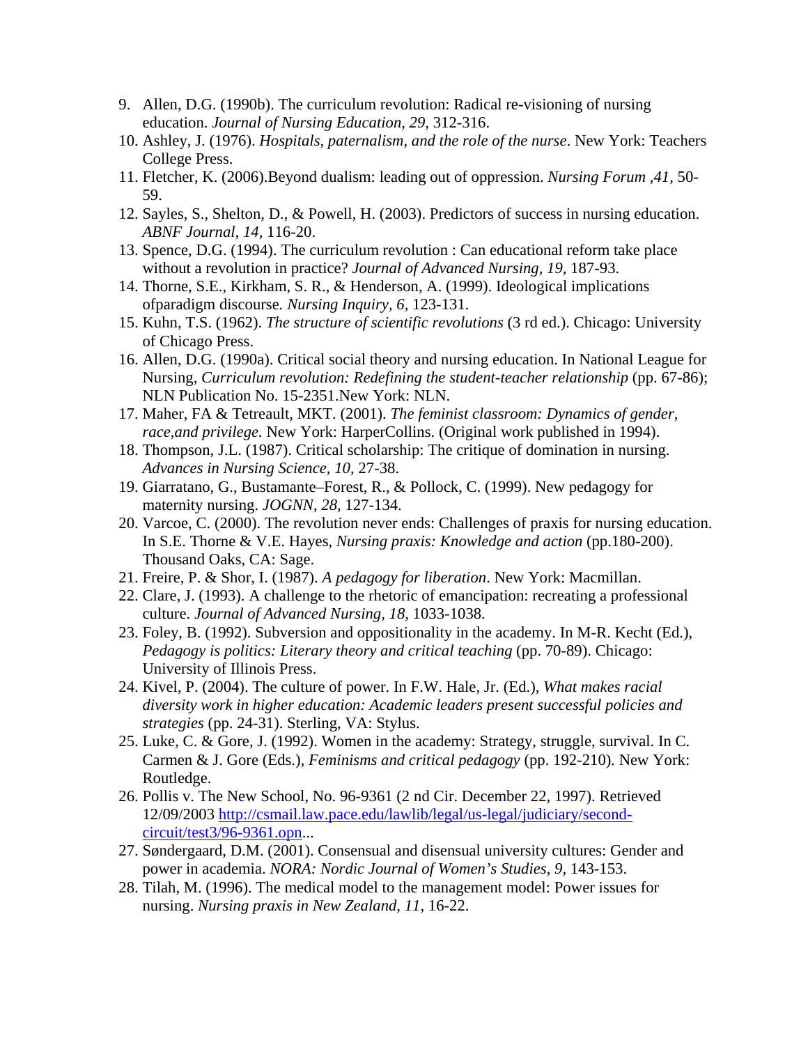9. Allen, D.G. (1990b). The curriculum revolution: Radical re-visioning of nursing education. *Journal of Nursing Education, 29,* 312-316.
10. Ashley, J. (1976). *Hospitals, paternalism, and the role of the nurse*. New York: Teachers College Press.
11. Fletcher, K. (2006).Beyond dualism: leading out of oppression. *Nursing Forum ,41,* 50-59.
12. Sayles, S., Shelton, D., & Powell, H. (2003). Predictors of success in nursing education. *ABNF Journal, 14,* 116-20.
13. Spence, D.G. (1994). The curriculum revolution : Can educational reform take place without a revolution in practice? *Journal of Advanced Nursing, 19*, 187-93.
14. Thorne, S.E., Kirkham, S. R., & Henderson, A. (1999). Ideological implications ofparadigm discourse*. Nursing Inquiry, 6,* 123-131.
15. Kuhn, T.S. (1962). *The structure of scientific revolutions* (3 rd ed.). Chicago: University of Chicago Press.
16. Allen, D.G. (1990a). Critical social theory and nursing education. In National League for Nursing, *Curriculum revolution: Redefining the student-teacher relationship* (pp. 67-86); NLN Publication No. 15-2351.New York: NLN.
17. Maher, FA & Tetreault, MKT. (2001). *The feminist classroom: Dynamics of gender, race,and privilege.* New York: HarperCollins. (Original work published in 1994).
18. Thompson, J.L. (1987). Critical scholarship: The critique of domination in nursing. *Advances in Nursing Science, 10,* 27-38.
19. Giarratano, G., Bustamante–Forest, R., & Pollock, C. (1999). New pedagogy for maternity nursing. *JOGNN, 28,* 127-134.
20. Varcoe, C. (2000). The revolution never ends: Challenges of praxis for nursing education. In S.E. Thorne & V.E. Hayes, *Nursing praxis: Knowledge and action* (pp.180-200). Thousand Oaks, CA: Sage.
21. Freire, P. & Shor, I. (1987). *A pedagogy for liberation*. New York: Macmillan.
22. Clare, J. (1993). A challenge to the rhetoric of emancipation: recreating a professional culture. *Journal of Advanced Nursing, 18,* 1033-1038.
23. Foley, B. (1992). Subversion and oppositionality in the academy. In M-R. Kecht (Ed.), *Pedagogy is politics: Literary theory and critical teaching* (pp. 70-89). Chicago: University of Illinois Press.
24. Kivel, P. (2004). The culture of power. In F.W. Hale, Jr. (Ed.), *What makes racial diversity work in higher education: Academic leaders present successful policies and strategies* (pp. 24-31). Sterling, VA: Stylus.
25. Luke, C. & Gore, J. (1992). Women in the academy: Strategy, struggle, survival. In C. Carmen & J. Gore (Eds.), *Feminisms and critical pedagogy* (pp. 192-210). New York: Routledge.
26. Pollis v. The New School, No. 96-9361 (2 nd Cir. December 22, 1997). Retrieved 12/09/2003 http://csmail.law.pace.edu/lawlib/legal/us-legal/judiciary/second-circuit/test3/96-9361.opn...
27. Søndergaard, D.M. (2001). Consensual and disensual university cultures: Gender and power in academia. *NORA: Nordic Journal of Women's Studies, 9,* 143-153.
28. Tilah, M. (1996). The medical model to the management model: Power issues for nursing. *Nursing praxis in New Zealand, 11,* 16-22.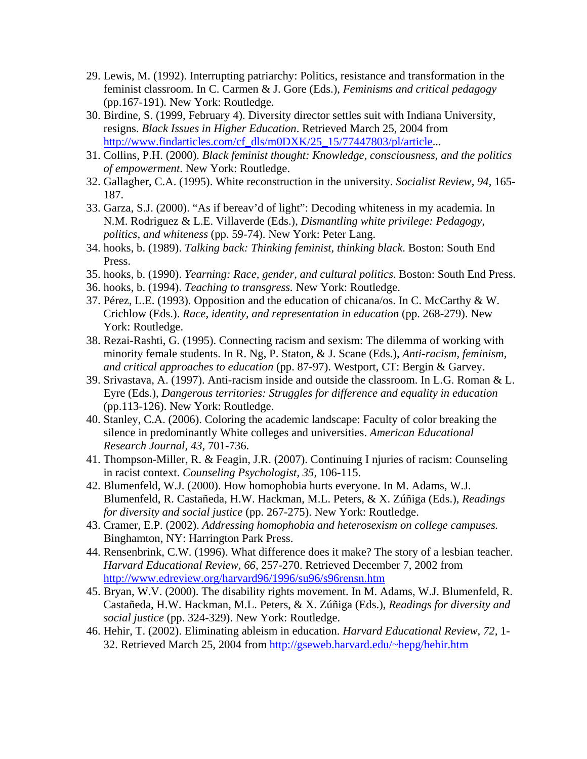29. Lewis, M. (1992). Interrupting patriarchy: Politics, resistance and transformation in the feminist classroom. In C. Carmen & J. Gore (Eds.), *Feminisms and critical pedagogy* (pp.167-191). New York: Routledge.
30. Birdine, S. (1999, February 4). Diversity director settles suit with Indiana University, resigns. *Black Issues in Higher Education*. Retrieved March 25, 2004 from http://www.findarticles.com/cf_dls/m0DXK/25_15/77447803/pl/article...
31. Collins, P.H. (2000). *Black feminist thought: Knowledge, consciousness, and the politics of empowerment*. New York: Routledge.
32. Gallagher, C.A. (1995). White reconstruction in the university. *Socialist Review, 94,* 165-187.
33. Garza, S.J. (2000). "As if bereav'd of light": Decoding whiteness in my academia. In N.M. Rodriguez & L.E. Villaverde (Eds.), *Dismantling white privilege: Pedagogy, politics, and whiteness* (pp. 59-74). New York: Peter Lang.
34. hooks, b. (1989). *Talking back: Thinking feminist, thinking black*. Boston: South End Press.
35. hooks, b. (1990). *Yearning: Race, gender, and cultural politics*. Boston: South End Press.
36. hooks, b. (1994). *Teaching to transgress.* New York: Routledge.
37. Pérez, L.E. (1993). Opposition and the education of chicana/os. In C. McCarthy & W. Crichlow (Eds.). *Race, identity, and representation in education* (pp. 268-279). New York: Routledge.
38. Rezai-Rashti, G. (1995). Connecting racism and sexism: The dilemma of working with minority female students. In R. Ng, P. Staton, & J. Scane (Eds.), *Anti-racism, feminism, and critical approaches to education* (pp. 87-97). Westport, CT: Bergin & Garvey.
39. Srivastava, A. (1997). Anti-racism inside and outside the classroom. In L.G. Roman & L. Eyre (Eds.), *Dangerous territories: Struggles for difference and equality in education* (pp.113-126). New York: Routledge.
40. Stanley, C.A. (2006). Coloring the academic landscape: Faculty of color breaking the silence in predominantly White colleges and universities. *American Educational Research Journal, 43*, 701-736.
41. Thompson-Miller, R. & Feagin, J.R. (2007). Continuing I njuries of racism: Counseling in racist context. *Counseling Psychologist, 35,* 106-115.
42. Blumenfeld, W.J. (2000). How homophobia hurts everyone. In M. Adams, W.J. Blumenfeld, R. Castañeda, H.W. Hackman, M.L. Peters, & X. Zúñiga (Eds.), *Readings for diversity and social justice* (pp. 267-275). New York: Routledge.
43. Cramer, E.P. (2002). *Addressing homophobia and heterosexism on college campuses.* Binghamton, NY: Harrington Park Press.
44. Rensenbrink, C.W. (1996). What difference does it make? The story of a lesbian teacher. *Harvard Educational Review, 66,* 257-270. Retrieved December 7, 2002 from http://www.edreview.org/harvard96/1996/su96/s96rensn.htm
45. Bryan, W.V. (2000). The disability rights movement. In M. Adams, W.J. Blumenfeld, R. Castañeda, H.W. Hackman, M.L. Peters, & X. Zúñiga (Eds.), *Readings for diversity and social justice* (pp. 324-329). New York: Routledge.
46. Hehir, T. (2002). Eliminating ableism in education. *Harvard Educational Review, 72,* 1-32. Retrieved March 25, 2004 from http://gseweb.harvard.edu/~hepg/hehir.htm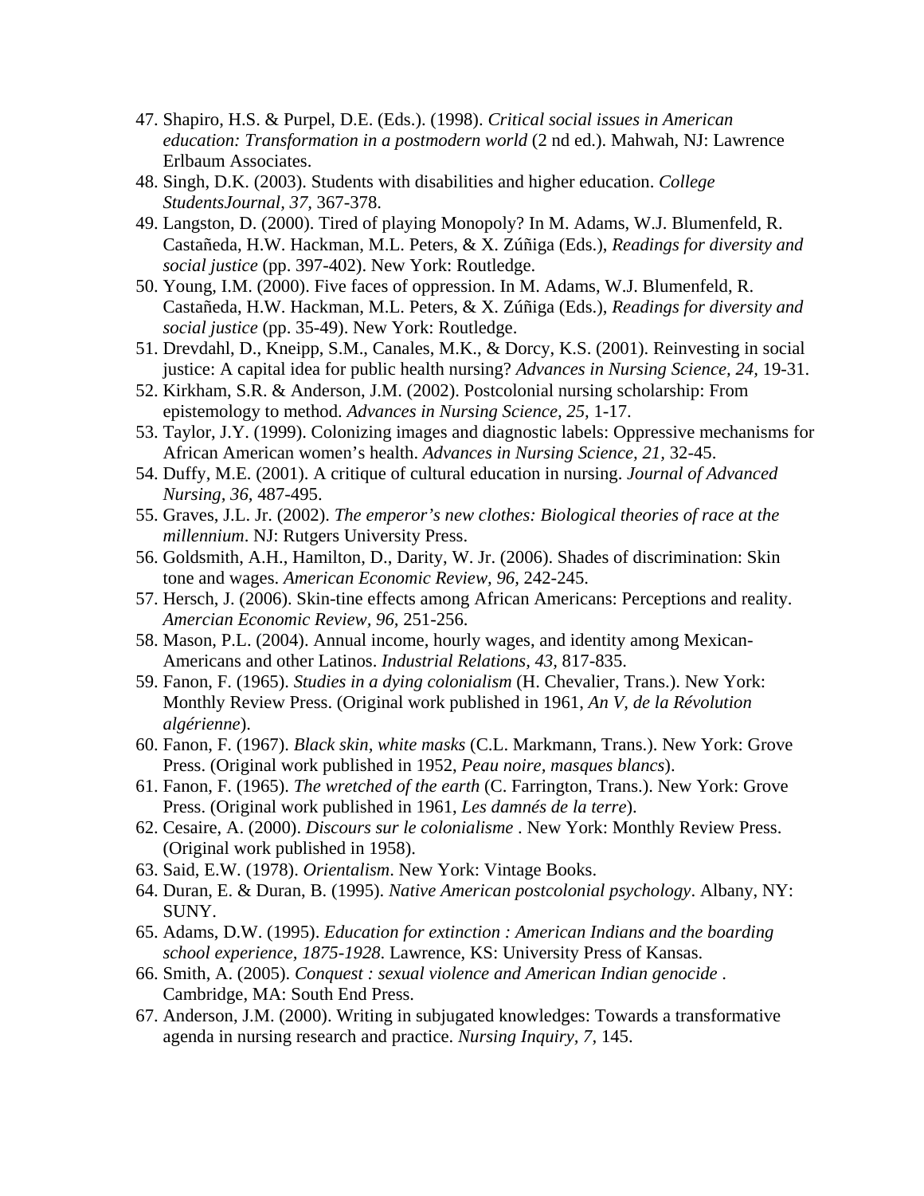47. Shapiro, H.S. & Purpel, D.E. (Eds.). (1998). *Critical social issues in American education: Transformation in a postmodern world* (2 nd ed.). Mahwah, NJ: Lawrence Erlbaum Associates.
48. Singh, D.K. (2003). Students with disabilities and higher education. *College StudentsJournal, 37,* 367-378.
49. Langston, D. (2000). Tired of playing Monopoly? In M. Adams, W.J. Blumenfeld, R. Castañeda, H.W. Hackman, M.L. Peters, & X. Zúñiga (Eds.), *Readings for diversity and social justice* (pp. 397-402). New York: Routledge.
50. Young, I.M. (2000). Five faces of oppression. In M. Adams, W.J. Blumenfeld, R. Castañeda, H.W. Hackman, M.L. Peters, & X. Zúñiga (Eds.), *Readings for diversity and social justice* (pp. 35-49). New York: Routledge.
51. Drevdahl, D., Kneipp, S.M., Canales, M.K., & Dorcy, K.S. (2001). Reinvesting in social justice: A capital idea for public health nursing? *Advances in Nursing Science, 24,* 19-31.
52. Kirkham, S.R. & Anderson, J.M. (2002). Postcolonial nursing scholarship: From epistemology to method. *Advances in Nursing Science, 25,* 1-17.
53. Taylor, J.Y. (1999). Colonizing images and diagnostic labels: Oppressive mechanisms for African American women's health. *Advances in Nursing Science, 21,* 32-45.
54. Duffy, M.E. (2001). A critique of cultural education in nursing. *Journal of Advanced Nursing, 36,* 487-495.
55. Graves, J.L. Jr. (2002). *The emperor's new clothes: Biological theories of race at the millennium*. NJ: Rutgers University Press.
56. Goldsmith, A.H., Hamilton, D., Darity, W. Jr. (2006). Shades of discrimination: Skin tone and wages. *American Economic Review, 96,* 242-245.
57. Hersch, J. (2006). Skin-tine effects among African Americans: Perceptions and reality. *Amercian Economic Review, 96,* 251-256.
58. Mason, P.L. (2004). Annual income, hourly wages, and identity among Mexican-Americans and other Latinos. *Industrial Relations, 43,* 817-835.
59. Fanon, F. (1965). *Studies in a dying colonialism* (H. Chevalier, Trans.). New York: Monthly Review Press. (Original work published in 1961, *An V, de la Révolution algérienne*).
60. Fanon, F. (1967). *Black skin, white masks* (C.L. Markmann, Trans.). New York: Grove Press. (Original work published in 1952, *Peau noire, masques blancs*).
61. Fanon, F. (1965). *The wretched of the earth* (C. Farrington, Trans.). New York: Grove Press. (Original work published in 1961, *Les damnés de la terre*).
62. Cesaire, A. (2000). *Discours sur le colonialisme* . New York: Monthly Review Press. (Original work published in 1958).
63. Said, E.W. (1978). *Orientalism*. New York: Vintage Books.
64. Duran, E. & Duran, B. (1995). *Native American postcolonial psychology*. Albany, NY: SUNY.
65. Adams, D.W. (1995). *Education for extinction : American Indians and the boarding school experience, 1875-1928*. Lawrence, KS: University Press of Kansas.
66. Smith, A. (2005). *Conquest : sexual violence and American Indian genocide* . Cambridge, MA: South End Press.
67. Anderson, J.M. (2000). Writing in subjugated knowledges: Towards a transformative agenda in nursing research and practice. *Nursing Inquiry, 7,* 145.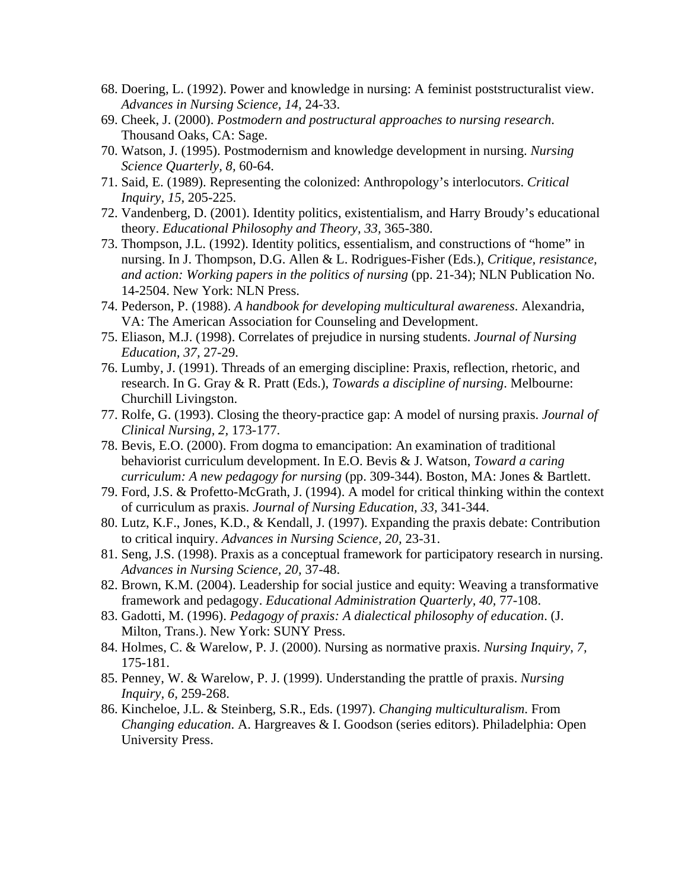68. Doering, L. (1992). Power and knowledge in nursing: A feminist poststructuralist view. *Advances in Nursing Science, 14,* 24-33.
69. Cheek, J. (2000). *Postmodern and postructural approaches to nursing research*. Thousand Oaks, CA: Sage.
70. Watson, J. (1995). Postmodernism and knowledge development in nursing. *Nursing Science Quarterly, 8,* 60-64.
71. Said, E. (1989). Representing the colonized: Anthropology's interlocutors. *Critical Inquiry, 15,* 205-225.
72. Vandenberg, D. (2001). Identity politics, existentialism, and Harry Broudy's educational theory. *Educational Philosophy and Theory, 33,* 365-380.
73. Thompson, J.L. (1992). Identity politics, essentialism, and constructions of "home" in nursing. In J. Thompson, D.G. Allen & L. Rodrigues-Fisher (Eds.), *Critique, resistance, and action: Working papers in the politics of nursing* (pp. 21-34); NLN Publication No. 14-2504. New York: NLN Press.
74. Pederson, P. (1988). *A handbook for developing multicultural awareness*. Alexandria, VA: The American Association for Counseling and Development.
75. Eliason, M.J. (1998). Correlates of prejudice in nursing students. *Journal of Nursing Education, 37,* 27-29.
76. Lumby, J. (1991). Threads of an emerging discipline: Praxis, reflection, rhetoric, and research. In G. Gray & R. Pratt (Eds.), *Towards a discipline of nursing*. Melbourne: Churchill Livingston.
77. Rolfe, G. (1993). Closing the theory-practice gap: A model of nursing praxis. *Journal of Clinical Nursing, 2,* 173-177.
78. Bevis, E.O. (2000). From dogma to emancipation: An examination of traditional behaviorist curriculum development. In E.O. Bevis & J. Watson, *Toward a caring curriculum: A new pedagogy for nursing* (pp. 309-344). Boston, MA: Jones & Bartlett.
79. Ford, J.S. & Profetto-McGrath, J. (1994). A model for critical thinking within the context of curriculum as praxis. *Journal of Nursing Education, 33,* 341-344.
80. Lutz, K.F., Jones, K.D., & Kendall, J. (1997). Expanding the praxis debate: Contribution to critical inquiry. *Advances in Nursing Science, 20,* 23-31.
81. Seng, J.S. (1998). Praxis as a conceptual framework for participatory research in nursing. *Advances in Nursing Science, 20,* 37-48.
82. Brown, K.M. (2004). Leadership for social justice and equity: Weaving a transformative framework and pedagogy. *Educational Administration Quarterly, 40,* 77-108.
83. Gadotti, M. (1996). *Pedagogy of praxis: A dialectical philosophy of education*. (J. Milton, Trans.). New York: SUNY Press.
84. Holmes, C. & Warelow, P. J. (2000). Nursing as normative praxis. *Nursing Inquiry, 7,* 175-181.
85. Penney, W. & Warelow, P. J. (1999). Understanding the prattle of praxis. *Nursing Inquiry, 6,* 259-268.
86. Kincheloe, J.L. & Steinberg, S.R., Eds. (1997). *Changing multiculturalism*. From *Changing education.* A. Hargreaves & I. Goodson (series editors). Philadelphia: Open University Press.